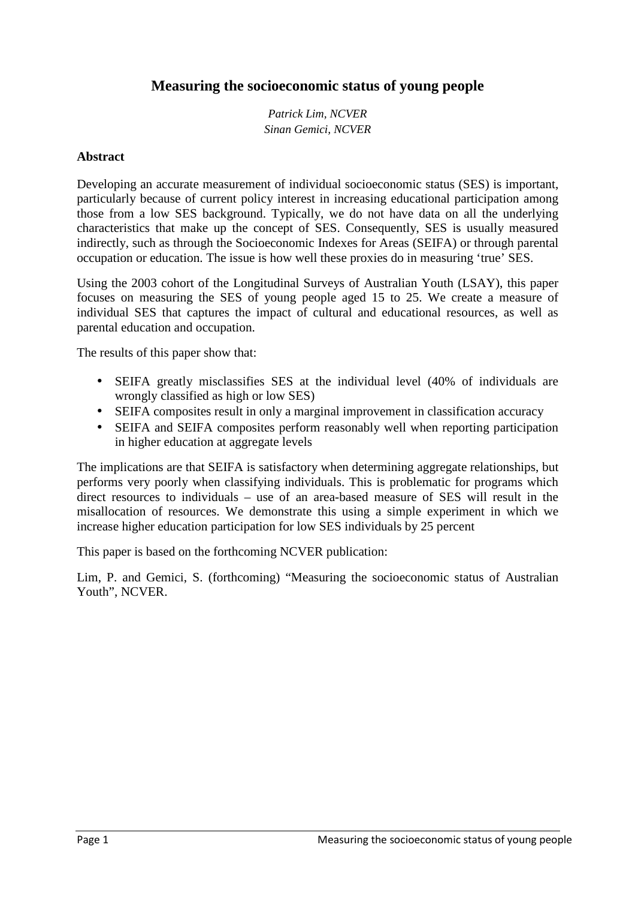# Measuring the socioeconomic status of young people

*Patrick Lim, NCVER*
*Sinan Gemici, NCVER*

**Abstract**

Developing an accurate measurement of individual socioeconomic status (SES) is important, particularly because of current policy interest in increasing educational participation among those from a low SES background. Typically, we do not have data on all the underlying characteristics that make up the concept of SES. Consequently, SES is usually measured indirectly, such as through the Socioeconomic Indexes for Areas (SEIFA) or through parental occupation or education. The issue is how well these proxies do in measuring 'true' SES.

Using the 2003 cohort of the Longitudinal Surveys of Australian Youth (LSAY), this paper focuses on measuring the SES of young people aged 15 to 25. We create a measure of individual SES that captures the impact of cultural and educational resources, as well as parental education and occupation.

The results of this paper show that:

- SEIFA greatly misclassifies SES at the individual level (40% of individuals are wrongly classified as high or low SES)
- SEIFA composites result in only a marginal improvement in classification accuracy
- SEIFA and SEIFA composites perform reasonably well when reporting participation in higher education at aggregate levels

The implications are that SEIFA is satisfactory when determining aggregate relationships, but performs very poorly when classifying individuals. This is problematic for programs which direct resources to individuals – use of an area-based measure of SES will result in the misallocation of resources. We demonstrate this using a simple experiment in which we increase higher education participation for low SES individuals by 25 percent

This paper is based on the forthcoming NCVER publication:

Lim, P. and Gemici, S. (forthcoming) "Measuring the socioeconomic status of Australian Youth", NCVER.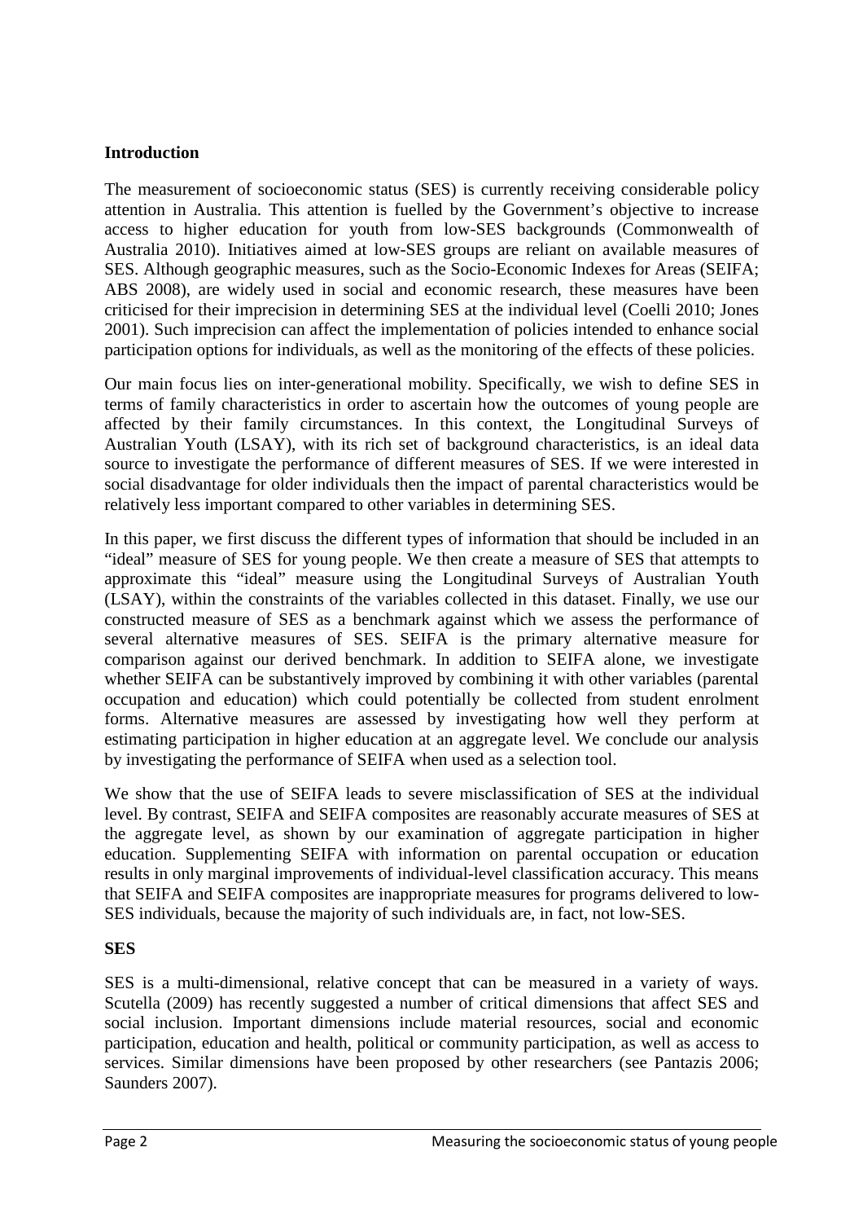## Introduction

The measurement of socioeconomic status (SES) is currently receiving considerable policy attention in Australia. This attention is fuelled by the Government's objective to increase access to higher education for youth from low-SES backgrounds (Commonwealth of Australia 2010). Initiatives aimed at low-SES groups are reliant on available measures of SES. Although geographic measures, such as the Socio-Economic Indexes for Areas (SEIFA; ABS 2008), are widely used in social and economic research, these measures have been criticised for their imprecision in determining SES at the individual level (Coelli 2010; Jones 2001). Such imprecision can affect the implementation of policies intended to enhance social participation options for individuals, as well as the monitoring of the effects of these policies.

Our main focus lies on inter-generational mobility. Specifically, we wish to define SES in terms of family characteristics in order to ascertain how the outcomes of young people are affected by their family circumstances. In this context, the Longitudinal Surveys of Australian Youth (LSAY), with its rich set of background characteristics, is an ideal data source to investigate the performance of different measures of SES. If we were interested in social disadvantage for older individuals then the impact of parental characteristics would be relatively less important compared to other variables in determining SES.

In this paper, we first discuss the different types of information that should be included in an "ideal" measure of SES for young people. We then create a measure of SES that attempts to approximate this "ideal" measure using the Longitudinal Surveys of Australian Youth (LSAY), within the constraints of the variables collected in this dataset. Finally, we use our constructed measure of SES as a benchmark against which we assess the performance of several alternative measures of SES. SEIFA is the primary alternative measure for comparison against our derived benchmark. In addition to SEIFA alone, we investigate whether SEIFA can be substantively improved by combining it with other variables (parental occupation and education) which could potentially be collected from student enrolment forms. Alternative measures are assessed by investigating how well they perform at estimating participation in higher education at an aggregate level. We conclude our analysis by investigating the performance of SEIFA when used as a selection tool.

We show that the use of SEIFA leads to severe misclassification of SES at the individual level. By contrast, SEIFA and SEIFA composites are reasonably accurate measures of SES at the aggregate level, as shown by our examination of aggregate participation in higher education. Supplementing SEIFA with information on parental occupation or education results in only marginal improvements of individual-level classification accuracy. This means that SEIFA and SEIFA composites are inappropriate measures for programs delivered to low-SES individuals, because the majority of such individuals are, in fact, not low-SES.

## SES

SES is a multi-dimensional, relative concept that can be measured in a variety of ways. Scutella (2009) has recently suggested a number of critical dimensions that affect SES and social inclusion. Important dimensions include material resources, social and economic participation, education and health, political or community participation, as well as access to services. Similar dimensions have been proposed by other researchers (see Pantazis 2006; Saunders 2007).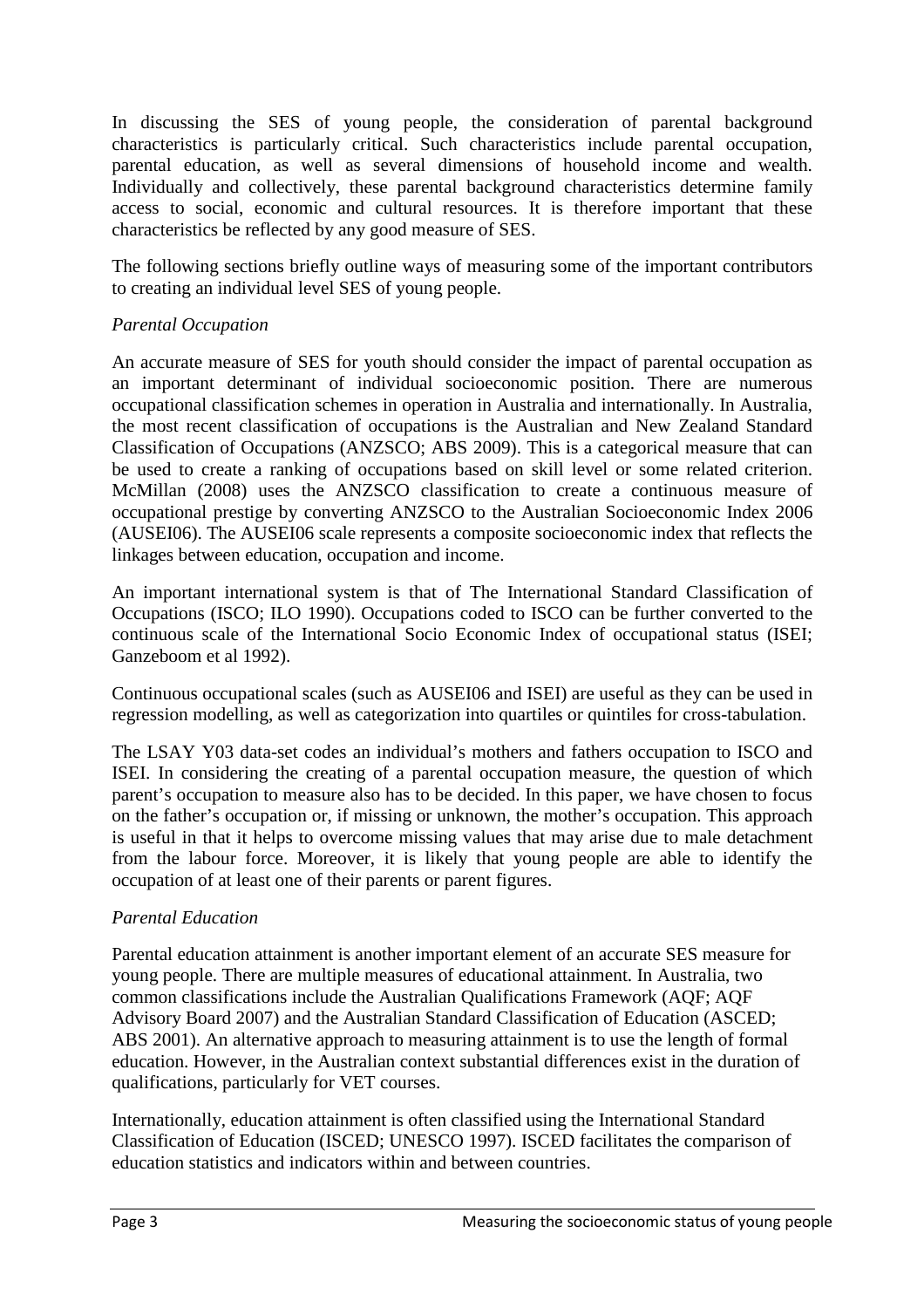In discussing the SES of young people, the consideration of parental background characteristics is particularly critical. Such characteristics include parental occupation, parental education, as well as several dimensions of household income and wealth. Individually and collectively, these parental background characteristics determine family access to social, economic and cultural resources. It is therefore important that these characteristics be reflected by any good measure of SES.

The following sections briefly outline ways of measuring some of the important contributors to creating an individual level SES of young people.

*Parental Occupation*

An accurate measure of SES for youth should consider the impact of parental occupation as an important determinant of individual socioeconomic position. There are numerous occupational classification schemes in operation in Australia and internationally. In Australia, the most recent classification of occupations is the Australian and New Zealand Standard Classification of Occupations (ANZSCO; ABS 2009). This is a categorical measure that can be used to create a ranking of occupations based on skill level or some related criterion. McMillan (2008) uses the ANZSCO classification to create a continuous measure of occupational prestige by converting ANZSCO to the Australian Socioeconomic Index 2006 (AUSEI06). The AUSEI06 scale represents a composite socioeconomic index that reflects the linkages between education, occupation and income.

An important international system is that of The International Standard Classification of Occupations (ISCO; ILO 1990). Occupations coded to ISCO can be further converted to the continuous scale of the International Socio Economic Index of occupational status (ISEI; Ganzeboom et al 1992).

Continuous occupational scales (such as AUSEI06 and ISEI) are useful as they can be used in regression modelling, as well as categorization into quartiles or quintiles for cross-tabulation.

The LSAY Y03 data-set codes an individual's mothers and fathers occupation to ISCO and ISEI. In considering the creating of a parental occupation measure, the question of which parent's occupation to measure also has to be decided. In this paper, we have chosen to focus on the father's occupation or, if missing or unknown, the mother's occupation. This approach is useful in that it helps to overcome missing values that may arise due to male detachment from the labour force. Moreover, it is likely that young people are able to identify the occupation of at least one of their parents or parent figures.

*Parental Education*

Parental education attainment is another important element of an accurate SES measure for young people. There are multiple measures of educational attainment. In Australia, two common classifications include the Australian Qualifications Framework (AQF; AQF Advisory Board 2007) and the Australian Standard Classification of Education (ASCED; ABS 2001). An alternative approach to measuring attainment is to use the length of formal education. However, in the Australian context substantial differences exist in the duration of qualifications, particularly for VET courses.

Internationally, education attainment is often classified using the International Standard Classification of Education (ISCED; UNESCO 1997). ISCED facilitates the comparison of education statistics and indicators within and between countries.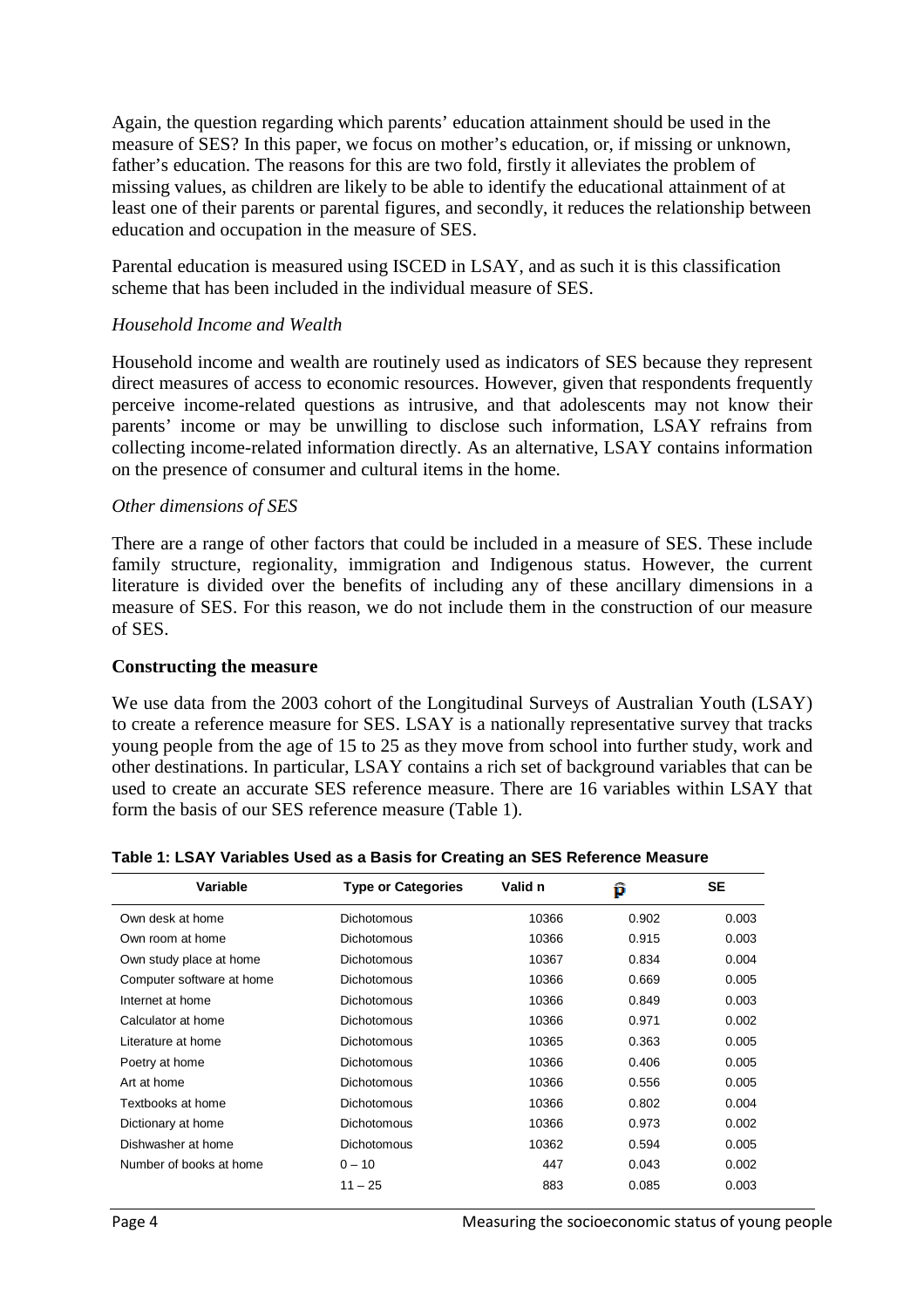Again, the question regarding which parents' education attainment should be used in the measure of SES? In this paper, we focus on mother's education, or, if missing or unknown, father's education. The reasons for this are two fold, firstly it alleviates the problem of missing values, as children are likely to be able to identify the educational attainment of at least one of their parents or parental figures, and secondly, it reduces the relationship between education and occupation in the measure of SES.

Parental education is measured using ISCED in LSAY, and as such it is this classification scheme that has been included in the individual measure of SES.

*Household Income and Wealth*

Household income and wealth are routinely used as indicators of SES because they represent direct measures of access to economic resources. However, given that respondents frequently perceive income-related questions as intrusive, and that adolescents may not know their parents' income or may be unwilling to disclose such information, LSAY refrains from collecting income-related information directly. As an alternative, LSAY contains information on the presence of consumer and cultural items in the home.

*Other dimensions of SES*

There are a range of other factors that could be included in a measure of SES. These include family structure, regionality, immigration and Indigenous status. However, the current literature is divided over the benefits of including any of these ancillary dimensions in a measure of SES. For this reason, we do not include them in the construction of our measure of SES.

**Constructing the measure**

We use data from the 2003 cohort of the Longitudinal Surveys of Australian Youth (LSAY) to create a reference measure for SES. LSAY is a nationally representative survey that tracks young people from the age of 15 to 25 as they move from school into further study, work and other destinations. In particular, LSAY contains a rich set of background variables that can be used to create an accurate SES reference measure. There are 16 variables within LSAY that form the basis of our SES reference measure (Table 1).

**Table 1: LSAY Variables Used as a Basis for Creating an SES Reference Measure**

| Variable | Type or Categories | Valid n | $\hat{p}$ | SE |
|---|---|---|---|---|
| Own desk at home | Dichotomous | 10366 | 0.902 | 0.003 |
| Own room at home | Dichotomous | 10366 | 0.915 | 0.003 |
| Own study place at home | Dichotomous | 10367 | 0.834 | 0.004 |
| Computer software at home | Dichotomous | 10366 | 0.669 | 0.005 |
| Internet at home | Dichotomous | 10366 | 0.849 | 0.003 |
| Calculator at home | Dichotomous | 10366 | 0.971 | 0.002 |
| Literature at home | Dichotomous | 10365 | 0.363 | 0.005 |
| Poetry at home | Dichotomous | 10366 | 0.406 | 0.005 |
| Art at home | Dichotomous | 10366 | 0.556 | 0.005 |
| Textbooks at home | Dichotomous | 10366 | 0.802 | 0.004 |
| Dictionary at home | Dichotomous | 10366 | 0.973 | 0.002 |
| Dishwasher at home | Dichotomous | 10362 | 0.594 | 0.005 |
| Number of books at home | 0 – 10 | 447 | 0.043 | 0.002 |
| | 11 – 25 | 883 | 0.085 | 0.003 |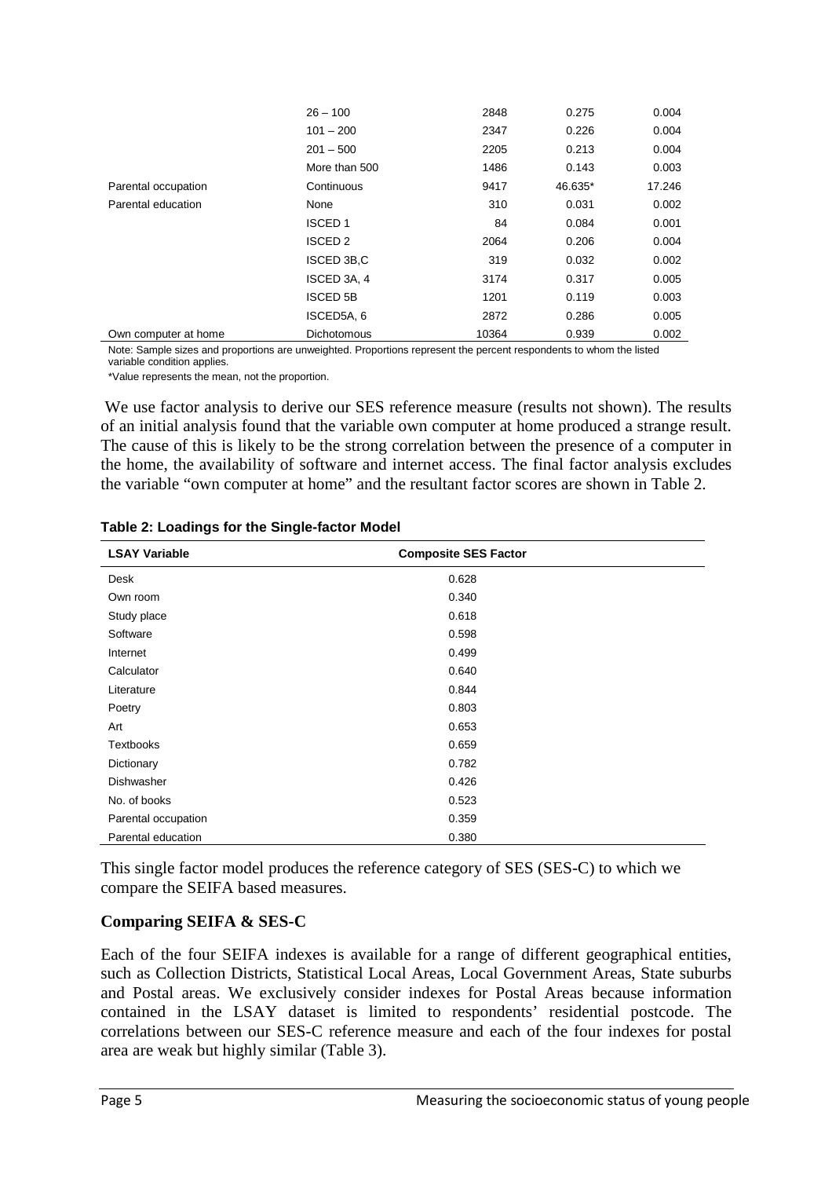| | | | | |
|---|---|---|---|---|
| | 26 – 100 | 2848 | 0.275 | 0.004 |
| | 101 – 200 | 2347 | 0.226 | 0.004 |
| | 201 – 500 | 2205 | 0.213 | 0.004 |
| | More than 500 | 1486 | 0.143 | 0.003 |
| Parental occupation | Continuous | 9417 | 46.635* | 17.246 |
| Parental education | None | 310 | 0.031 | 0.002 |
| | ISCED 1 | 84 | 0.084 | 0.001 |
| | ISCED 2 | 2064 | 0.206 | 0.004 |
| | ISCED 3B,C | 319 | 0.032 | 0.002 |
| | ISCED 3A, 4 | 3174 | 0.317 | 0.005 |
| | ISCED 5B | 1201 | 0.119 | 0.003 |
| | ISCED5A, 6 | 2872 | 0.286 | 0.005 |
| Own computer at home | Dichotomous | 10364 | 0.939 | 0.002 |

Note: Sample sizes and proportions are unweighted. Proportions represent the percent respondents to whom the listed variable condition applies.

*Value represents the mean, not the proportion.

We use factor analysis to derive our SES reference measure (results not shown). The results of an initial analysis found that the variable own computer at home produced a strange result. The cause of this is likely to be the strong correlation between the presence of a computer in the home, the availability of software and internet access. The final factor analysis excludes the variable "own computer at home" and the resultant factor scores are shown in Table 2.

**Table 2: Loadings for the Single-factor Model**

| LSAY Variable | Composite SES Factor |
|---|---|
| Desk | 0.628 |
| Own room | 0.340 |
| Study place | 0.618 |
| Software | 0.598 |
| Internet | 0.499 |
| Calculator | 0.640 |
| Literature | 0.844 |
| Poetry | 0.803 |
| Art | 0.653 |
| Textbooks | 0.659 |
| Dictionary | 0.782 |
| Dishwasher | 0.426 |
| No. of books | 0.523 |
| Parental occupation | 0.359 |
| Parental education | 0.380 |

This single factor model produces the reference category of SES (SES-C) to which we compare the SEIFA based measures.

### Comparing SEIFA & SES-C

Each of the four SEIFA indexes is available for a range of different geographical entities, such as Collection Districts, Statistical Local Areas, Local Government Areas, State suburbs and Postal areas. We exclusively consider indexes for Postal Areas because information contained in the LSAY dataset is limited to respondents' residential postcode. The correlations between our SES-C reference measure and each of the four indexes for postal area are weak but highly similar (Table 3).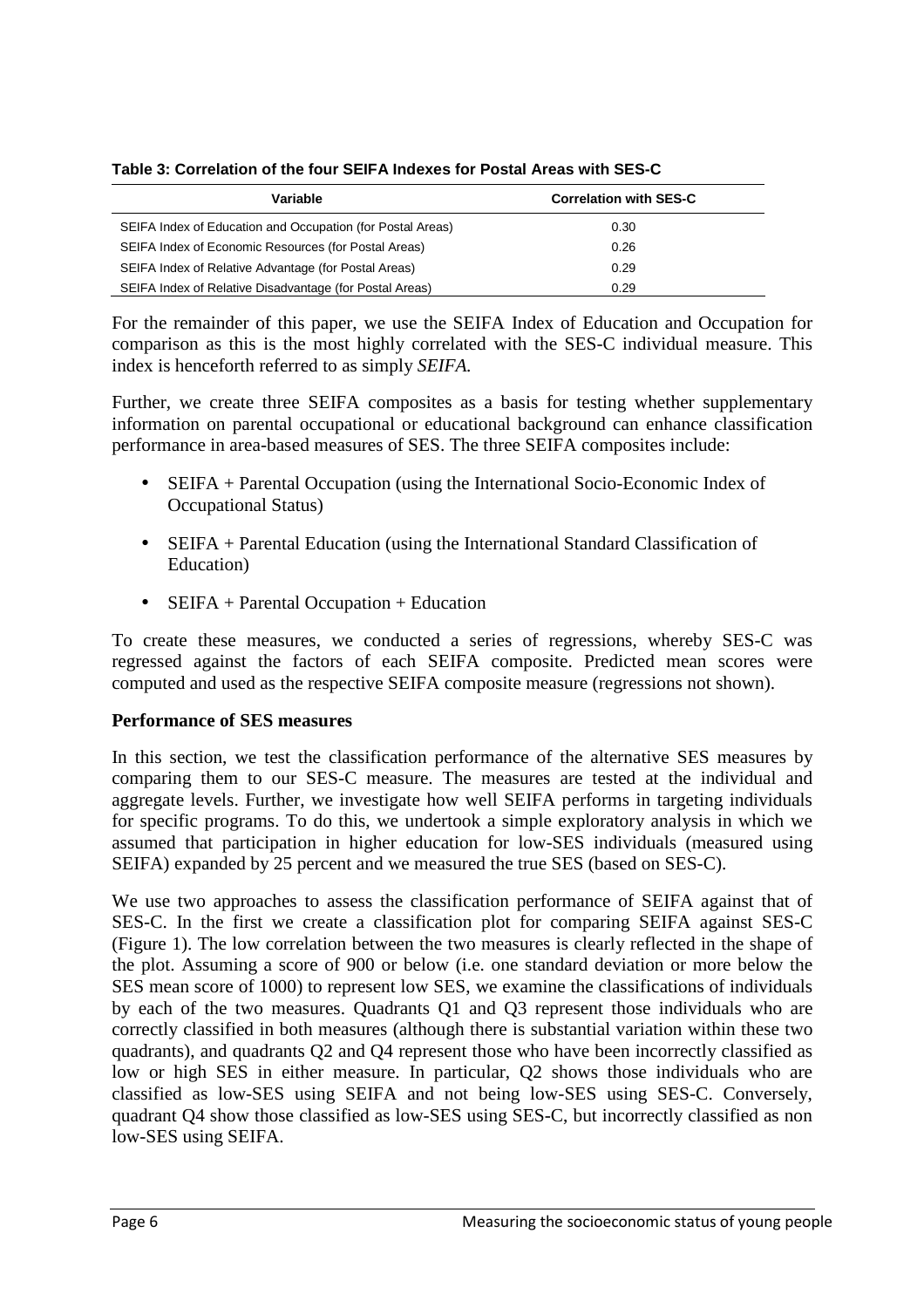**Table 3: Correlation of the four SEIFA Indexes for Postal Areas with SES-C**

| Variable | Correlation with SES-C |
|---|---|
| SEIFA Index of Education and Occupation (for Postal Areas) | 0.30 |
| SEIFA Index of Economic Resources (for Postal Areas) | 0.26 |
| SEIFA Index of Relative Advantage (for Postal Areas) | 0.29 |
| SEIFA Index of Relative Disadvantage (for Postal Areas) | 0.29 |

For the remainder of this paper, we use the SEIFA Index of Education and Occupation for comparison as this is the most highly correlated with the SES-C individual measure. This index is henceforth referred to as simply *SEIFA.*

Further, we create three SEIFA composites as a basis for testing whether supplementary information on parental occupational or educational background can enhance classification performance in area-based measures of SES. The three SEIFA composites include:

- SEIFA + Parental Occupation (using the International Socio-Economic Index of Occupational Status)
- SEIFA + Parental Education (using the International Standard Classification of Education)
- SEIFA + Parental Occupation + Education

To create these measures, we conducted a series of regressions, whereby SES-C was regressed against the factors of each SEIFA composite. Predicted mean scores were computed and used as the respective SEIFA composite measure (regressions not shown).

**Performance of SES measures**

In this section, we test the classification performance of the alternative SES measures by comparing them to our SES-C measure. The measures are tested at the individual and aggregate levels. Further, we investigate how well SEIFA performs in targeting individuals for specific programs. To do this, we undertook a simple exploratory analysis in which we assumed that participation in higher education for low-SES individuals (measured using SEIFA) expanded by 25 percent and we measured the true SES (based on SES-C).

We use two approaches to assess the classification performance of SEIFA against that of SES-C. In the first we create a classification plot for comparing SEIFA against SES-C (Figure 1). The low correlation between the two measures is clearly reflected in the shape of the plot. Assuming a score of 900 or below (i.e. one standard deviation or more below the SES mean score of 1000) to represent low SES, we examine the classifications of individuals by each of the two measures. Quadrants Q1 and Q3 represent those individuals who are correctly classified in both measures (although there is substantial variation within these two quadrants), and quadrants Q2 and Q4 represent those who have been incorrectly classified as low or high SES in either measure. In particular, Q2 shows those individuals who are classified as low-SES using SEIFA and not being low-SES using SES-C. Conversely, quadrant Q4 show those classified as low-SES using SES-C, but incorrectly classified as non low-SES using SEIFA.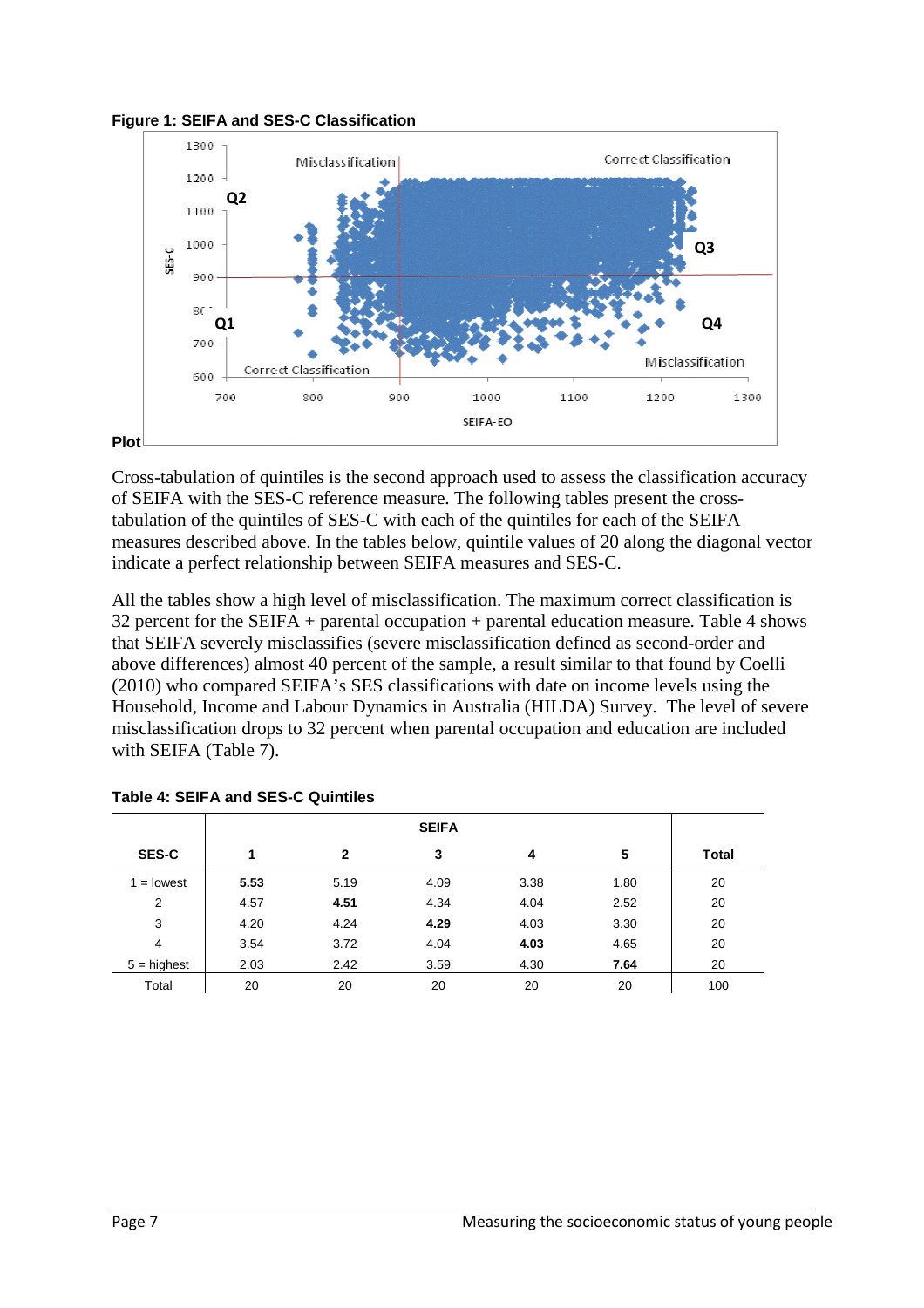**Figure 1: SEIFA and SES-C Classification**

**Plot**

Cross-tabulation of quintiles is the second approach used to assess the classification accuracy of SEIFA with the SES-C reference measure. The following tables present the cross-tabulation of the quintiles of SES-C with each of the quintiles for each of the SEIFA measures described above. In the tables below, quintile values of 20 along the diagonal vector indicate a perfect relationship between SEIFA measures and SES-C.

All the tables show a high level of misclassification. The maximum correct classification is 32 percent for the SEIFA + parental occupation + parental education measure. Table 4 shows that SEIFA severely misclassifies (severe misclassification defined as second-order and above differences) almost 40 percent of the sample, a result similar to that found by Coelli (2010) who compared SEIFA's SES classifications with date on income levels using the Household, Income and Labour Dynamics in Australia (HILDA) Survey. The level of severe misclassification drops to 32 percent when parental occupation and education are included with SEIFA (Table 7).

**Table 4: SEIFA and SES-C Quintiles**

| | SEIFA | | | | | |
|---|---|---|---|---|---|---|
| **SES-C** | **1** | **2** | **3** | **4** | **5** | **Total** |
| 1 = lowest | **5.53** | 5.19 | 4.09 | 3.38 | 1.80 | 20 |
| 2 | 4.57 | **4.51** | 4.34 | 4.04 | 2.52 | 20 |
| 3 | 4.20 | 4.24 | **4.29** | 4.03 | 3.30 | 20 |
| 4 | 3.54 | 3.72 | 4.04 | **4.03** | 4.65 | 20 |
| 5 = highest | 2.03 | 2.42 | 3.59 | 4.30 | **7.64** | 20 |
| Total | 20 | 20 | 20 | 20 | 20 | 100 |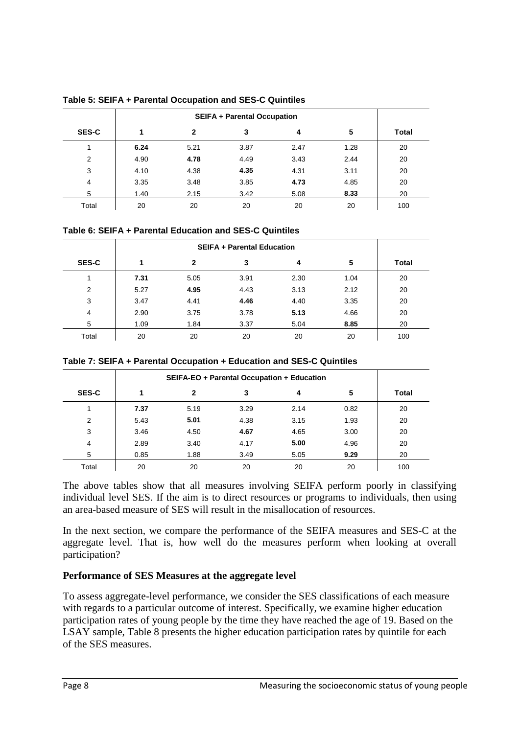**Table 5: SEIFA + Parental Occupation and SES-C Quintiles**

| | SEIFA + Parental Occupation | | | | | |
|---|---|---|---|---|---|---|
| SES-C | 1 | 2 | 3 | 4 | 5 | Total |
| 1 | **6.24** | 5.21 | 3.87 | 2.47 | 1.28 | 20 |
| 2 | 4.90 | **4.78** | 4.49 | 3.43 | 2.44 | 20 |
| 3 | 4.10 | 4.38 | **4.35** | 4.31 | 3.11 | 20 |
| 4 | 3.35 | 3.48 | 3.85 | **4.73** | 4.85 | 20 |
| 5 | 1.40 | 2.15 | 3.42 | 5.08 | **8.33** | 20 |
| Total | 20 | 20 | 20 | 20 | 20 | 100 |

**Table 6: SEIFA + Parental Education and SES-C Quintiles**

| | SEIFA + Parental Education | | | | | |
|---|---|---|---|---|---|---|
| SES-C | 1 | 2 | 3 | 4 | 5 | Total |
| 1 | **7.31** | 5.05 | 3.91 | 2.30 | 1.04 | 20 |
| 2 | 5.27 | **4.95** | 4.43 | 3.13 | 2.12 | 20 |
| 3 | 3.47 | 4.41 | **4.46** | 4.40 | 3.35 | 20 |
| 4 | 2.90 | 3.75 | 3.78 | **5.13** | 4.66 | 20 |
| 5 | 1.09 | 1.84 | 3.37 | 5.04 | **8.85** | 20 |
| Total | 20 | 20 | 20 | 20 | 20 | 100 |

**Table 7: SEIFA + Parental Occupation + Education and SES-C Quintiles**

| | SEIFA-EO + Parental Occupation + Education | | | | | |
|---|---|---|---|---|---|---|
| SES-C | 1 | 2 | 3 | 4 | 5 | Total |
| 1 | **7.37** | 5.19 | 3.29 | 2.14 | 0.82 | 20 |
| 2 | 5.43 | **5.01** | 4.38 | 3.15 | 1.93 | 20 |
| 3 | 3.46 | 4.50 | **4.67** | 4.65 | 3.00 | 20 |
| 4 | 2.89 | 3.40 | 4.17 | **5.00** | 4.96 | 20 |
| 5 | 0.85 | 1.88 | 3.49 | 5.05 | **9.29** | 20 |
| Total | 20 | 20 | 20 | 20 | 20 | 100 |

The above tables show that all measures involving SEIFA perform poorly in classifying individual level SES. If the aim is to direct resources or programs to individuals, then using an area-based measure of SES will result in the misallocation of resources.

In the next section, we compare the performance of the SEIFA measures and SES-C at the aggregate level. That is, how well do the measures perform when looking at overall participation?

### Performance of SES Measures at the aggregate level

To assess aggregate-level performance, we consider the SES classifications of each measure with regards to a particular outcome of interest. Specifically, we examine higher education participation rates of young people by the time they have reached the age of 19. Based on the LSAY sample, Table 8 presents the higher education participation rates by quintile for each of the SES measures.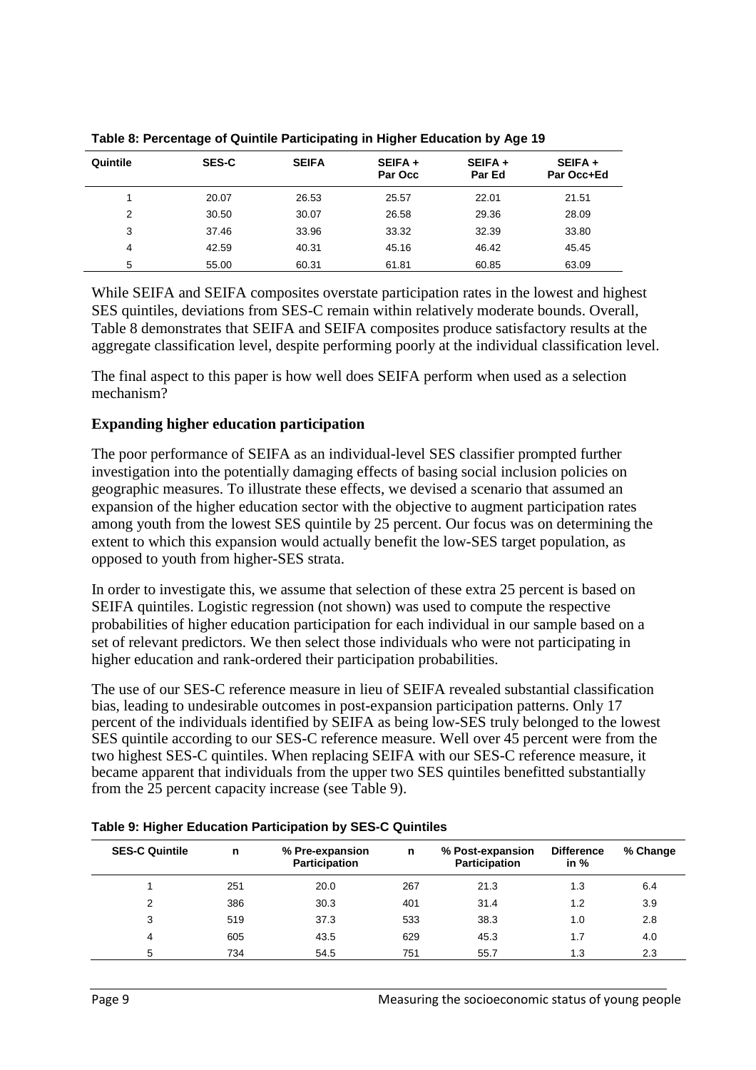**Table 8: Percentage of Quintile Participating in Higher Education by Age 19**

| Quintile | SES-C | SEIFA | SEIFA + Par Occ | SEIFA + Par Ed | SEIFA + Par Occ+Ed |
|---|---|---|---|---|---|
| 1 | 20.07 | 26.53 | 25.57 | 22.01 | 21.51 |
| 2 | 30.50 | 30.07 | 26.58 | 29.36 | 28.09 |
| 3 | 37.46 | 33.96 | 33.32 | 32.39 | 33.80 |
| 4 | 42.59 | 40.31 | 45.16 | 46.42 | 45.45 |
| 5 | 55.00 | 60.31 | 61.81 | 60.85 | 63.09 |

While SEIFA and SEIFA composites overstate participation rates in the lowest and highest SES quintiles, deviations from SES-C remain within relatively moderate bounds. Overall, Table 8 demonstrates that SEIFA and SEIFA composites produce satisfactory results at the aggregate classification level, despite performing poorly at the individual classification level.

The final aspect to this paper is how well does SEIFA perform when used as a selection mechanism?

## Expanding higher education participation

The poor performance of SEIFA as an individual-level SES classifier prompted further investigation into the potentially damaging effects of basing social inclusion policies on geographic measures. To illustrate these effects, we devised a scenario that assumed an expansion of the higher education sector with the objective to augment participation rates among youth from the lowest SES quintile by 25 percent. Our focus was on determining the extent to which this expansion would actually benefit the low-SES target population, as opposed to youth from higher-SES strata.

In order to investigate this, we assume that selection of these extra 25 percent is based on SEIFA quintiles. Logistic regression (not shown) was used to compute the respective probabilities of higher education participation for each individual in our sample based on a set of relevant predictors. We then select those individuals who were not participating in higher education and rank-ordered their participation probabilities.

The use of our SES-C reference measure in lieu of SEIFA revealed substantial classification bias, leading to undesirable outcomes in post-expansion participation patterns. Only 17 percent of the individuals identified by SEIFA as being low-SES truly belonged to the lowest SES quintile according to our SES-C reference measure. Well over 45 percent were from the two highest SES-C quintiles. When replacing SEIFA with our SES-C reference measure, it became apparent that individuals from the upper two SES quintiles benefitted substantially from the 25 percent capacity increase (see Table 9).

**Table 9: Higher Education Participation by SES-C Quintiles**

| SES-C Quintile | n | % Pre-expansion Participation | n | % Post-expansion Participation | Difference in % | % Change |
|---|---|---|---|---|---|---|
| 1 | 251 | 20.0 | 267 | 21.3 | 1.3 | 6.4 |
| 2 | 386 | 30.3 | 401 | 31.4 | 1.2 | 3.9 |
| 3 | 519 | 37.3 | 533 | 38.3 | 1.0 | 2.8 |
| 4 | 605 | 43.5 | 629 | 45.3 | 1.7 | 4.0 |
| 5 | 734 | 54.5 | 751 | 55.7 | 1.3 | 2.3 |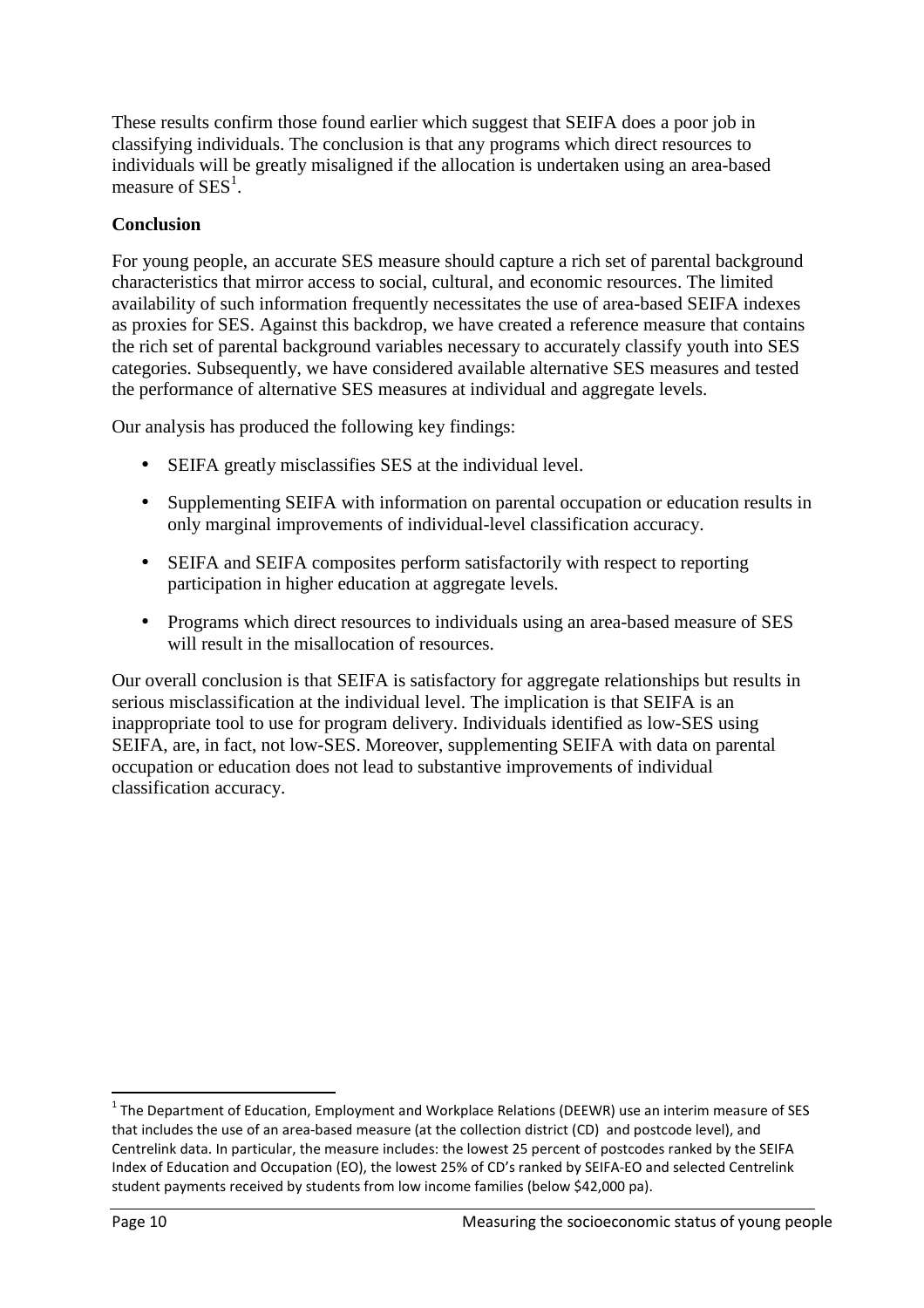These results confirm those found earlier which suggest that SEIFA does a poor job in classifying individuals. The conclusion is that any programs which direct resources to individuals will be greatly misaligned if the allocation is undertaken using an area-based measure of SES[1].

**Conclusion**

For young people, an accurate SES measure should capture a rich set of parental background characteristics that mirror access to social, cultural, and economic resources. The limited availability of such information frequently necessitates the use of area-based SEIFA indexes as proxies for SES. Against this backdrop, we have created a reference measure that contains the rich set of parental background variables necessary to accurately classify youth into SES categories. Subsequently, we have considered available alternative SES measures and tested the performance of alternative SES measures at individual and aggregate levels.

Our analysis has produced the following key findings:

- SEIFA greatly misclassifies SES at the individual level.
- Supplementing SEIFA with information on parental occupation or education results in only marginal improvements of individual-level classification accuracy.
- SEIFA and SEIFA composites perform satisfactorily with respect to reporting participation in higher education at aggregate levels.
- Programs which direct resources to individuals using an area-based measure of SES will result in the misallocation of resources.

Our overall conclusion is that SEIFA is satisfactory for aggregate relationships but results in serious misclassification at the individual level. The implication is that SEIFA is an inappropriate tool to use for program delivery. Individuals identified as low-SES using SEIFA, are, in fact, not low-SES. Moreover, supplementing SEIFA with data on parental occupation or education does not lead to substantive improvements of individual classification accuracy.

---

[1] The Department of Education, Employment and Workplace Relations (DEEWR) use an interim measure of SES that includes the use of an area-based measure (at the collection district (CD) and postcode level), and Centrelink data. In particular, the measure includes: the lowest 25 percent of postcodes ranked by the SEIFA Index of Education and Occupation (EO), the lowest 25% of CD's ranked by SEIFA-EO and selected Centrelink student payments received by students from low income families (below $42,000 pa).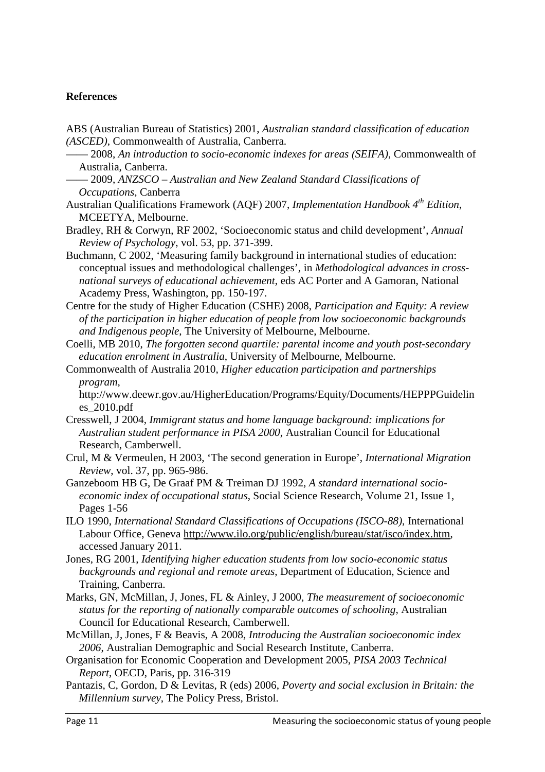**References**

ABS (Australian Bureau of Statistics) 2001, *Australian standard classification of education (ASCED)*, Commonwealth of Australia, Canberra.

—— 2008, *An introduction to socio-economic indexes for areas (SEIFA)*, Commonwealth of Australia, Canberra.

—— 2009, *ANZSCO – Australian and New Zealand Standard Classifications of Occupations*, Canberra

Australian Qualifications Framework (AQF) 2007, *Implementation Handbook 4th Edition*, MCEETYA, Melbourne.

Bradley, RH & Corwyn, RF 2002, 'Socioeconomic status and child development', *Annual Review of Psychology*, vol. 53, pp. 371-399.

Buchmann, C 2002, 'Measuring family background in international studies of education: conceptual issues and methodological challenges', in *Methodological advances in cross-national surveys of educational achievement*, eds AC Porter and A Gamoran, National Academy Press, Washington, pp. 150-197.

Centre for the study of Higher Education (CSHE) 2008, *Participation and Equity: A review of the participation in higher education of people from low socioeconomic backgrounds and Indigenous people*, The University of Melbourne, Melbourne.

Coelli, MB 2010, *The forgotten second quartile: parental income and youth post-secondary education enrolment in Australia*, University of Melbourne, Melbourne.

Commonwealth of Australia 2010, *Higher education participation and partnerships program*, http://www.deewr.gov.au/HigherEducation/Programs/Equity/Documents/HEPPPGuidelines_2010.pdf

Cresswell, J 2004, *Immigrant status and home language background: implications for Australian student performance in PISA 2000*, Australian Council for Educational Research, Camberwell.

Crul, M & Vermeulen, H 2003, 'The second generation in Europe', *International Migration Review*, vol. 37, pp. 965-986.

Ganzeboom HB G, De Graaf PM & Treiman DJ 1992, *A standard international socio-economic index of occupational status*, Social Science Research, Volume 21, Issue 1, Pages 1-56

ILO 1990, *International Standard Classifications of Occupations (ISCO-88)*, International Labour Office, Geneva http://www.ilo.org/public/english/bureau/stat/isco/index.htm, accessed January 2011.

Jones, RG 2001, *Identifying higher education students from low socio-economic status backgrounds and regional and remote areas*, Department of Education, Science and Training, Canberra.

Marks, GN, McMillan, J, Jones, FL & Ainley, J 2000, *The measurement of socioeconomic status for the reporting of nationally comparable outcomes of schooling*, Australian Council for Educational Research, Camberwell.

McMillan, J, Jones, F & Beavis, A 2008, *Introducing the Australian socioeconomic index 2006*, Australian Demographic and Social Research Institute, Canberra.

Organisation for Economic Cooperation and Development 2005, *PISA 2003 Technical Report*, OECD, Paris, pp. 316-319

Pantazis, C, Gordon, D & Levitas, R (eds) 2006, *Poverty and social exclusion in Britain: the Millennium survey*, The Policy Press, Bristol.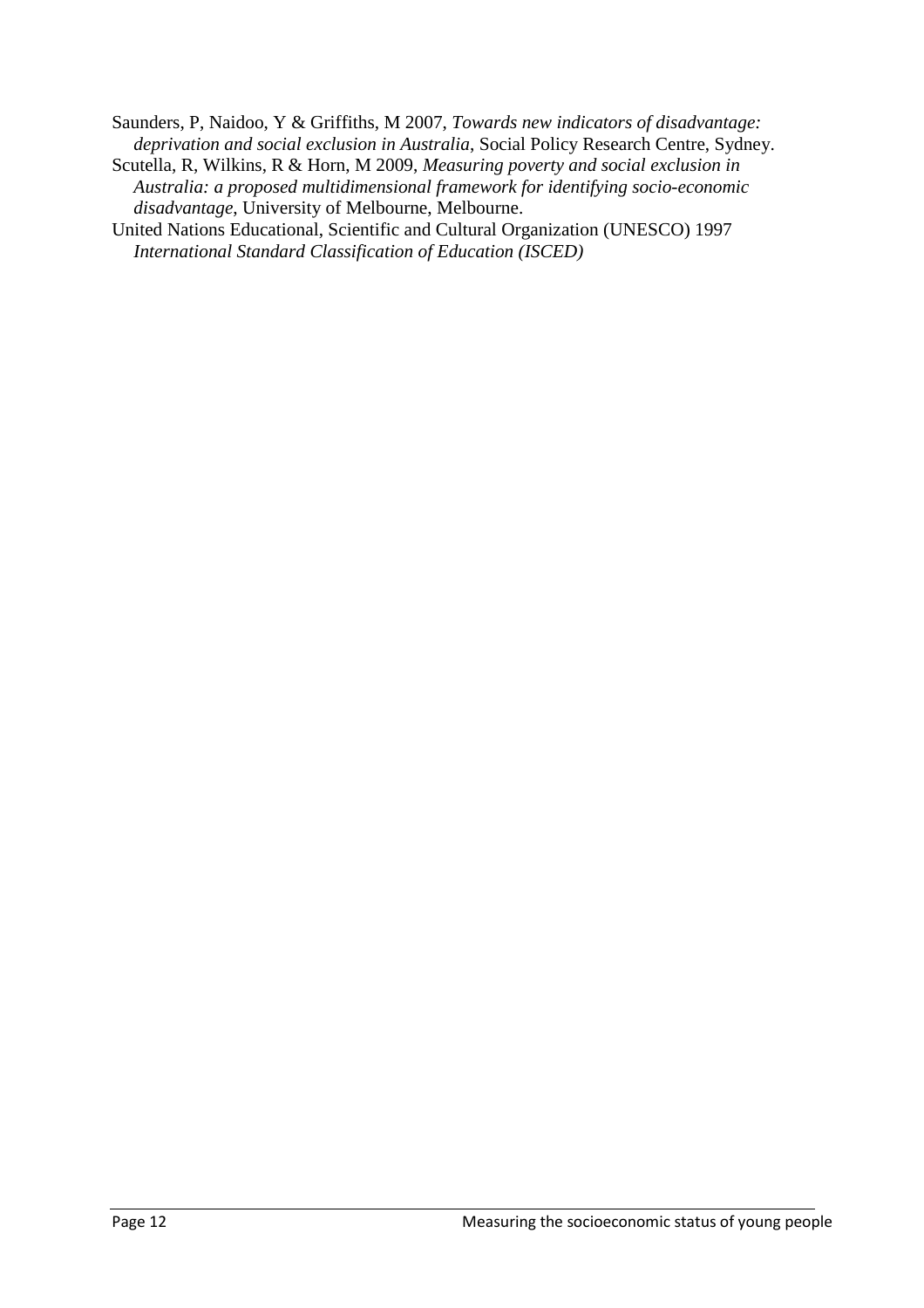Saunders, P, Naidoo, Y & Griffiths, M 2007, *Towards new indicators of disadvantage: deprivation and social exclusion in Australia*, Social Policy Research Centre, Sydney.

Scutella, R, Wilkins, R & Horn, M 2009, *Measuring poverty and social exclusion in Australia: a proposed multidimensional framework for identifying socio-economic disadvantage*, University of Melbourne, Melbourne.

United Nations Educational, Scientific and Cultural Organization (UNESCO) 1997 *International Standard Classification of Education (ISCED)*